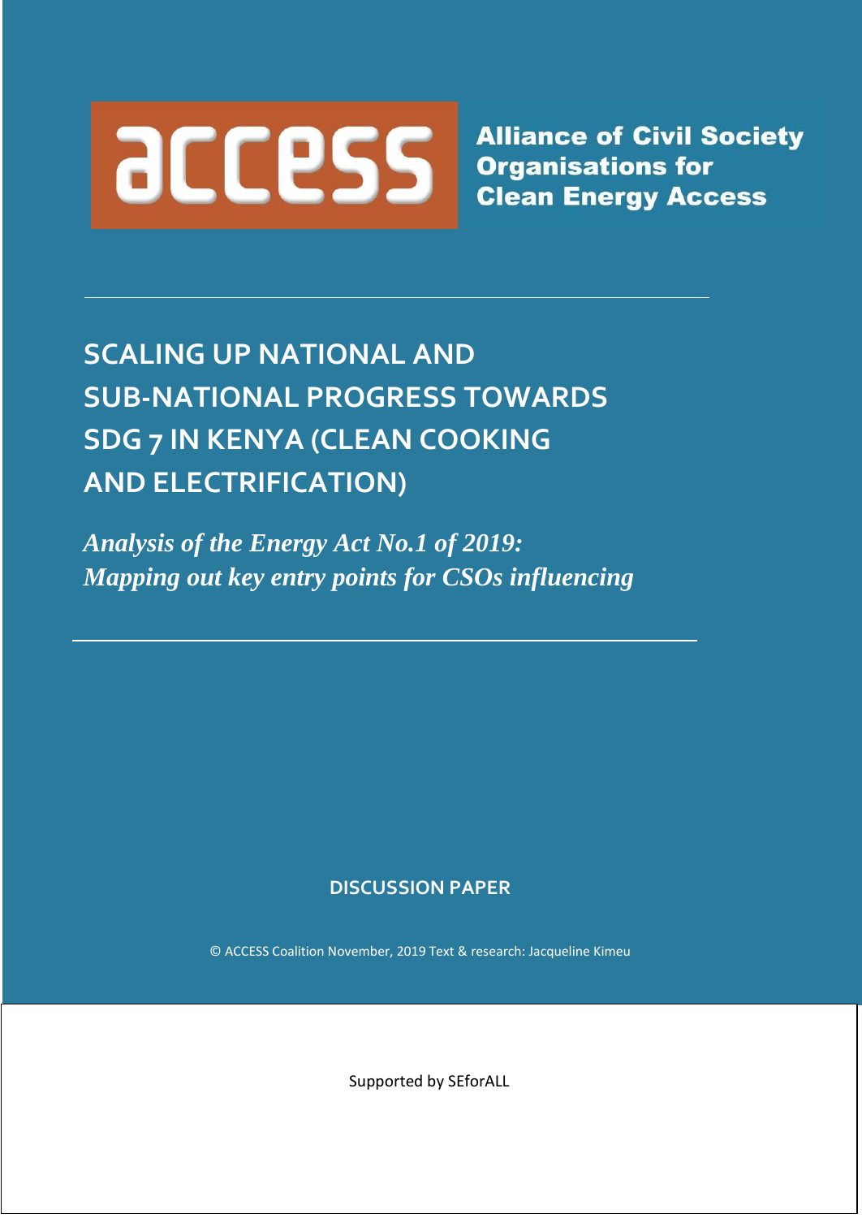**access**

**Alliance of Civil Society Organisations for Clean Energy Access**

# SCALING UP NATIONAL AND SUB-NATIONAL PROGRESS TOWARDS SDG 7 IN KENYA (CLEAN COOKING AND ELECTRIFICATION)

***Analysis of the Energy Act No.1 of 2019: Mapping out key entry points for CSOs influencing***

**DISCUSSION PAPER**

© ACCESS Coalition November, 2019 Text & research: Jacqueline Kimeu

Supported by SEforALL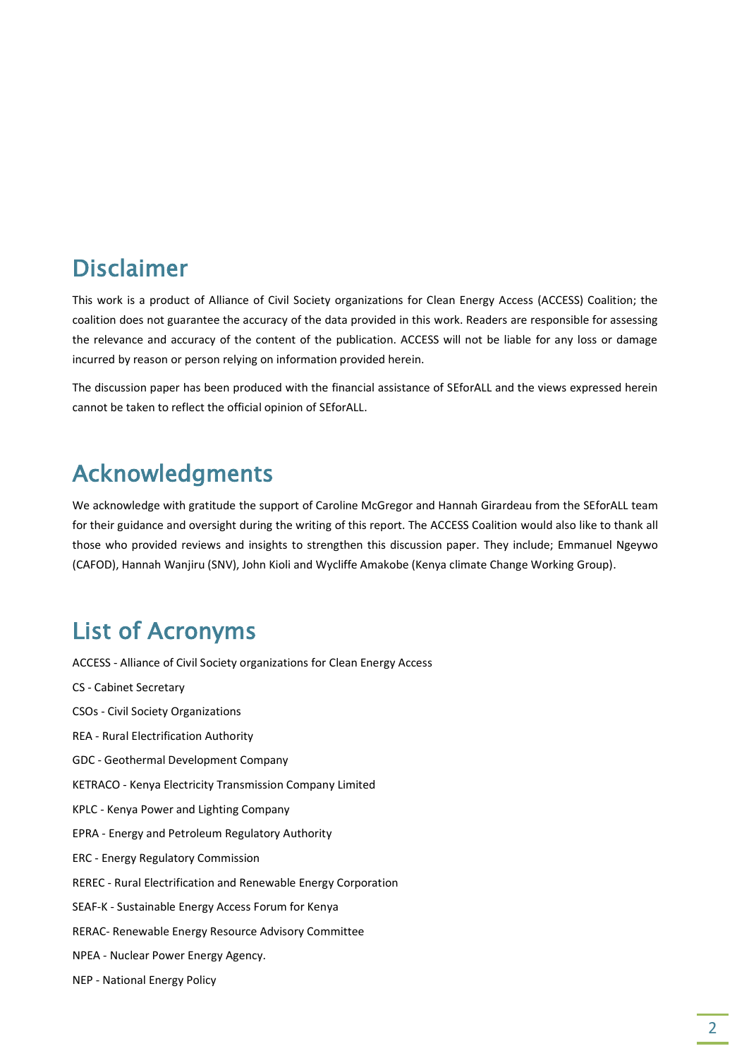## Disclaimer

This work is a product of Alliance of Civil Society organizations for Clean Energy Access (ACCESS) Coalition; the coalition does not guarantee the accuracy of the data provided in this work. Readers are responsible for assessing the relevance and accuracy of the content of the publication. ACCESS will not be liable for any loss or damage incurred by reason or person relying on information provided herein.

The discussion paper has been produced with the financial assistance of SEforALL and the views expressed herein cannot be taken to reflect the official opinion of SEforALL.

## Acknowledgments

We acknowledge with gratitude the support of Caroline McGregor and Hannah Girardeau from the SEforALL team for their guidance and oversight during the writing of this report. The ACCESS Coalition would also like to thank all those who provided reviews and insights to strengthen this discussion paper. They include; Emmanuel Ngeywo (CAFOD), Hannah Wanjiru (SNV), John Kioli and Wycliffe Amakobe (Kenya climate Change Working Group).

## List of Acronyms

ACCESS - Alliance of Civil Society organizations for Clean Energy Access

CS - Cabinet Secretary

CSOs - Civil Society Organizations

REA - Rural Electrification Authority

GDC - Geothermal Development Company

KETRACO - Kenya Electricity Transmission Company Limited

KPLC - Kenya Power and Lighting Company

EPRA - Energy and Petroleum Regulatory Authority

ERC - Energy Regulatory Commission

REREC - Rural Electrification and Renewable Energy Corporation

SEAF-K - Sustainable Energy Access Forum for Kenya

RERAC- Renewable Energy Resource Advisory Committee

NPEA - Nuclear Power Energy Agency.

NEP - National Energy Policy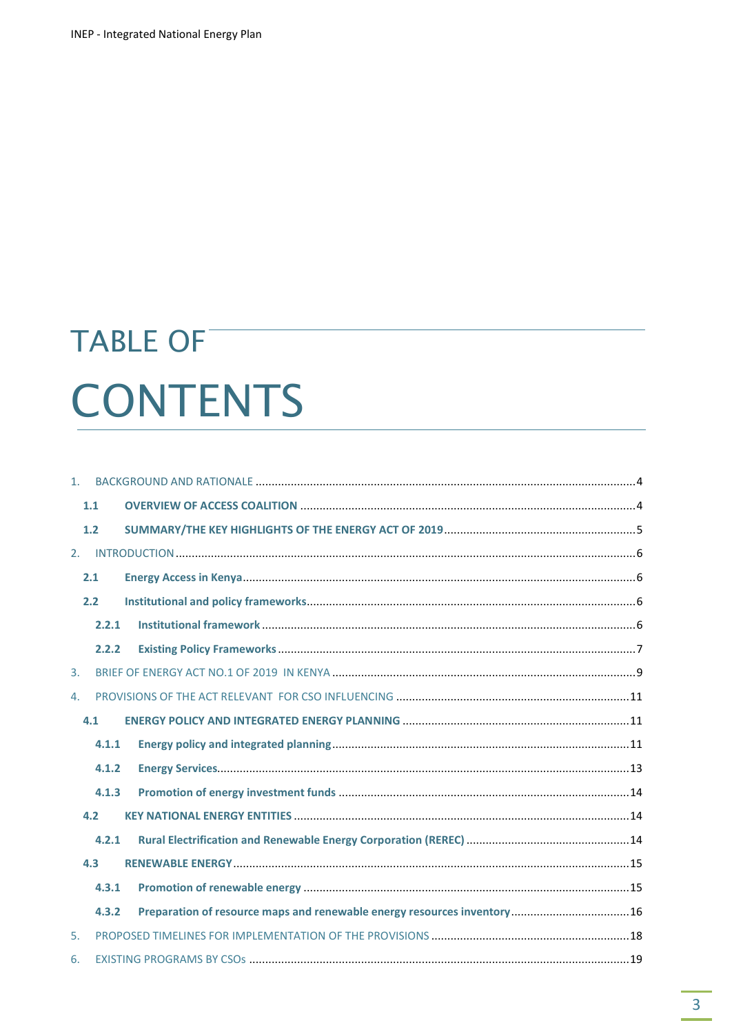# TABLE OF CONTENTS

1. BACKGROUND AND RATIONALE ....................................................................................................4
   - **1.1 OVERVIEW OF ACCESS COALITION** ....................................................................................4
   - **1.2 SUMMARY/THE KEY HIGHLIGHTS OF THE ENERGY ACT OF 2019** ........................................5
2. INTRODUCTION ....................................................................................................6
   - **2.1 Energy Access in Kenya** ....................................................................................6
   - **2.2 Institutional and policy frameworks** ....................................................................................6
     - **2.2.1 Institutional framework** ....................................................................................6
     - **2.2.2 Existing Policy Frameworks** ....................................................................................7
3. BRIEF OF ENERGY ACT NO.1 OF 2019 IN KENYA ....................................................................................................9
4. PROVISIONS OF THE ACT RELEVANT FOR CSO INFLUENCING ....................................................................................................11
   - **4.1 ENERGY POLICY AND INTEGRATED ENERGY PLANNING** ....................................................................................11
     - **4.1.1 Energy policy and integrated planning** ....................................................................................11
     - **4.1.2 Energy Services** ....................................................................................13
     - **4.1.3 Promotion of energy investment funds** ....................................................................................14
   - **4.2 KEY NATIONAL ENERGY ENTITIES** ....................................................................................14
     - **4.2.1 Rural Electrification and Renewable Energy Corporation (REREC)** ....................................................................................14
   - **4.3 RENEWABLE ENERGY** ....................................................................................15
     - **4.3.1 Promotion of renewable energy** ....................................................................................15
     - **4.3.2 Preparation of resource maps and renewable energy resources inventory** ....................................................................................16
5. PROPOSED TIMELINES FOR IMPLEMENTATION OF THE PROVISIONS ....................................................................................................18
6. EXISTING PROGRAMS BY CSOs ....................................................................................................19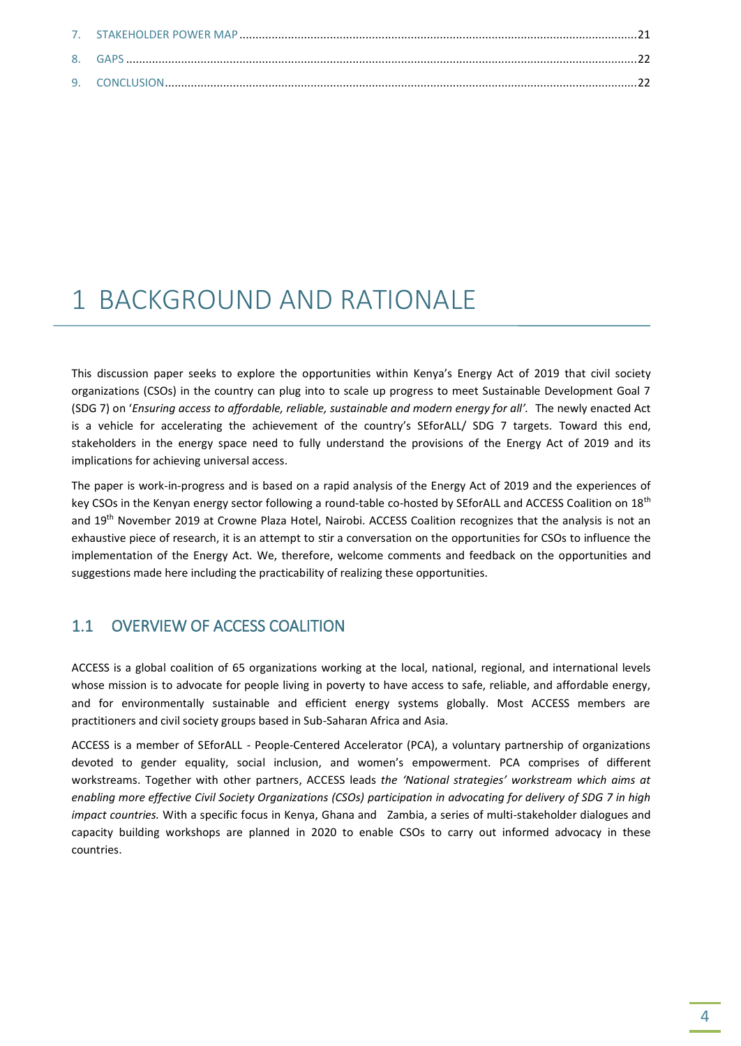7. STAKEHOLDER POWER MAP ....................................................................................................................21
8. GAPS ...............................................................................................................................................22
9. CONCLUSION .................................................................................................................................22

# 1 BACKGROUND AND RATIONALE

This discussion paper seeks to explore the opportunities within Kenya's Energy Act of 2019 that civil society organizations (CSOs) in the country can plug into to scale up progress to meet Sustainable Development Goal 7 (SDG 7) on '*Ensuring access to affordable, reliable, sustainable and modern energy for all'.* The newly enacted Act is a vehicle for accelerating the achievement of the country's SEforALL/ SDG 7 targets. Toward this end, stakeholders in the energy space need to fully understand the provisions of the Energy Act of 2019 and its implications for achieving universal access.

The paper is work-in-progress and is based on a rapid analysis of the Energy Act of 2019 and the experiences of key CSOs in the Kenyan energy sector following a round-table co-hosted by SEforALL and ACCESS Coalition on 18th and 19th November 2019 at Crowne Plaza Hotel, Nairobi. ACCESS Coalition recognizes that the analysis is not an exhaustive piece of research, it is an attempt to stir a conversation on the opportunities for CSOs to influence the implementation of the Energy Act. We, therefore, welcome comments and feedback on the opportunities and suggestions made here including the practicability of realizing these opportunities.

## 1.1 OVERVIEW OF ACCESS COALITION

ACCESS is a global coalition of 65 organizations working at the local, national, regional, and international levels whose mission is to advocate for people living in poverty to have access to safe, reliable, and affordable energy, and for environmentally sustainable and efficient energy systems globally. Most ACCESS members are practitioners and civil society groups based in Sub-Saharan Africa and Asia.

ACCESS is a member of SEforALL - People-Centered Accelerator (PCA), a voluntary partnership of organizations devoted to gender equality, social inclusion, and women's empowerment. PCA comprises of different workstreams. Together with other partners, ACCESS leads *the 'National strategies' workstream which aims at enabling more effective Civil Society Organizations (CSOs) participation in advocating for delivery of SDG 7 in high impact countries.* With a specific focus in Kenya, Ghana and Zambia, a series of multi-stakeholder dialogues and capacity building workshops are planned in 2020 to enable CSOs to carry out informed advocacy in these countries.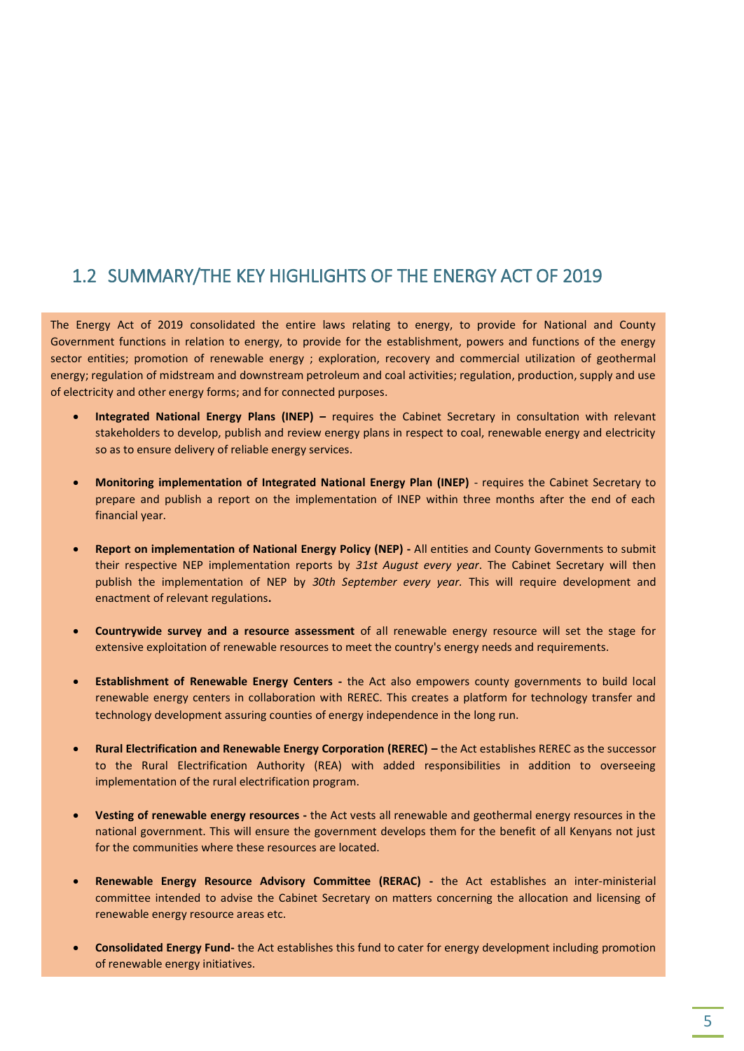## 1.2 SUMMARY/THE KEY HIGHLIGHTS OF THE ENERGY ACT OF 2019

The Energy Act of 2019 consolidated the entire laws relating to energy, to provide for National and County Government functions in relation to energy, to provide for the establishment, powers and functions of the energy sector entities; promotion of renewable energy ; exploration, recovery and commercial utilization of geothermal energy; regulation of midstream and downstream petroleum and coal activities; regulation, production, supply and use of electricity and other energy forms; and for connected purposes.

- **Integrated National Energy Plans (INEP) –** requires the Cabinet Secretary in consultation with relevant stakeholders to develop, publish and review energy plans in respect to coal, renewable energy and electricity so as to ensure delivery of reliable energy services.

- **Monitoring implementation of Integrated National Energy Plan (INEP)** - requires the Cabinet Secretary to prepare and publish a report on the implementation of INEP within three months after the end of each financial year.

- **Report on implementation of National Energy Policy (NEP) -** All entities and County Governments to submit their respective NEP implementation reports by *31st August every year*. The Cabinet Secretary will then publish the implementation of NEP by *30th September every year.* This will require development and enactment of relevant regulations**.**

- **Countrywide survey and a resource assessment** of all renewable energy resource will set the stage for extensive exploitation of renewable resources to meet the country's energy needs and requirements.

- **Establishment of Renewable Energy Centers -** the Act also empowers county governments to build local renewable energy centers in collaboration with REREC. This creates a platform for technology transfer and technology development assuring counties of energy independence in the long run.

- **Rural Electrification and Renewable Energy Corporation (REREC) –** the Act establishes REREC as the successor to the Rural Electrification Authority (REA) with added responsibilities in addition to overseeing implementation of the rural electrification program.

- **Vesting of renewable energy resources -** the Act vests all renewable and geothermal energy resources in the national government. This will ensure the government develops them for the benefit of all Kenyans not just for the communities where these resources are located.

- **Renewable Energy Resource Advisory Committee (RERAC) -** the Act establishes an inter-ministerial committee intended to advise the Cabinet Secretary on matters concerning the allocation and licensing of renewable energy resource areas etc.

- **Consolidated Energy Fund-** the Act establishes this fund to cater for energy development including promotion of renewable energy initiatives.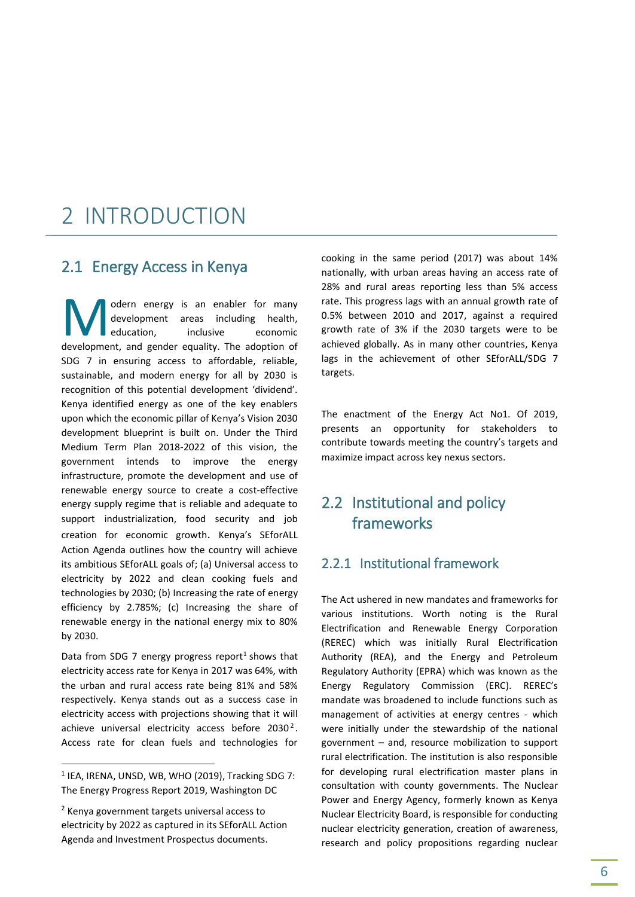# 2 INTRODUCTION

## 2.1 Energy Access in Kenya

Modern energy is an enabler for many development areas including health, education, inclusive economic development, and gender equality. The adoption of SDG 7 in ensuring access to affordable, reliable, sustainable, and modern energy for all by 2030 is recognition of this potential development 'dividend'. Kenya identified energy as one of the key enablers upon which the economic pillar of Kenya's Vision 2030 development blueprint is built on. Under the Third Medium Term Plan 2018-2022 of this vision, the government intends to improve the energy infrastructure, promote the development and use of renewable energy source to create a cost-effective energy supply regime that is reliable and adequate to support industrialization, food security and job creation for economic growth. Kenya's SEforALL Action Agenda outlines how the country will achieve its ambitious SEforALL goals of; (a) Universal access to electricity by 2022 and clean cooking fuels and technologies by 2030; (b) Increasing the rate of energy efficiency by 2.785%; (c) Increasing the share of renewable energy in the national energy mix to 80% by 2030.

Data from SDG 7 energy progress report[1] shows that electricity access rate for Kenya in 2017 was 64%, with the urban and rural access rate being 81% and 58% respectively. Kenya stands out as a success case in electricity access with projections showing that it will achieve universal electricity access before 2030[2]. Access rate for clean fuels and technologies for cooking in the same period (2017) was about 14% nationally, with urban areas having an access rate of 28% and rural areas reporting less than 5% access rate. This progress lags with an annual growth rate of 0.5% between 2010 and 2017, against a required growth rate of 3% if the 2030 targets were to be achieved globally. As in many other countries, Kenya lags in the achievement of other SEforALL/SDG 7 targets.

The enactment of the Energy Act No1. Of 2019, presents an opportunity for stakeholders to contribute towards meeting the country's targets and maximize impact across key nexus sectors.

## 2.2 Institutional and policy frameworks

### 2.2.1 Institutional framework

The Act ushered in new mandates and frameworks for various institutions. Worth noting is the Rural Electrification and Renewable Energy Corporation (REREC) which was initially Rural Electrification Authority (REA), and the Energy and Petroleum Regulatory Authority (EPRA) which was known as the Energy Regulatory Commission (ERC). REREC's mandate was broadened to include functions such as management of activities at energy centres - which were initially under the stewardship of the national government – and, resource mobilization to support rural electrification. The institution is also responsible for developing rural electrification master plans in consultation with county governments. The Nuclear Power and Energy Agency, formerly known as Kenya Nuclear Electricity Board, is responsible for conducting nuclear electricity generation, creation of awareness, research and policy propositions regarding nuclear

---

[1] IEA, IRENA, UNSD, WB, WHO (2019), Tracking SDG 7: The Energy Progress Report 2019, Washington DC

[2] Kenya government targets universal access to electricity by 2022 as captured in its SEforALL Action Agenda and Investment Prospectus documents.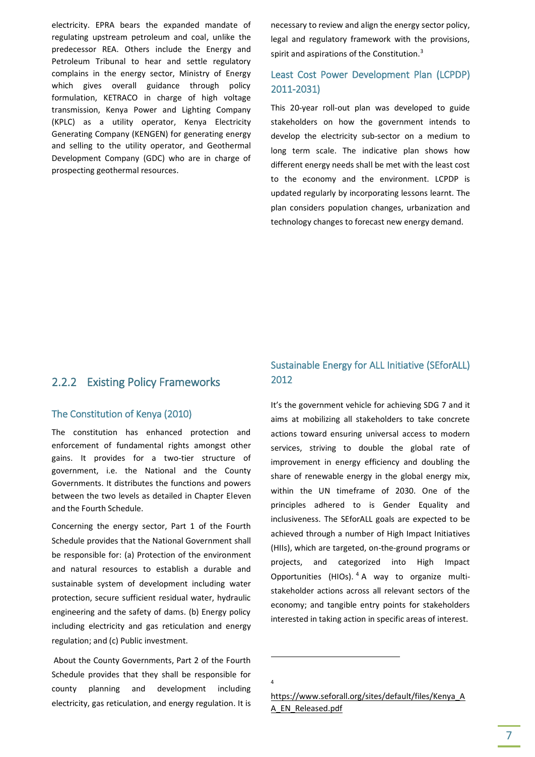electricity. EPRA bears the expanded mandate of regulating upstream petroleum and coal, unlike the predecessor REA. Others include the Energy and Petroleum Tribunal to hear and settle regulatory complains in the energy sector, Ministry of Energy which gives overall guidance through policy formulation, KETRACO in charge of high voltage transmission, Kenya Power and Lighting Company (KPLC) as a utility operator, Kenya Electricity Generating Company (KENGEN) for generating energy and selling to the utility operator, and Geothermal Development Company (GDC) who are in charge of prospecting geothermal resources.

## 2.2.2 Existing Policy Frameworks

### The Constitution of Kenya (2010)

The constitution has enhanced protection and enforcement of fundamental rights amongst other gains. It provides for a two-tier structure of government, i.e. the National and the County Governments. It distributes the functions and powers between the two levels as detailed in Chapter Eleven and the Fourth Schedule.

Concerning the energy sector, Part 1 of the Fourth Schedule provides that the National Government shall be responsible for: (a) Protection of the environment and natural resources to establish a durable and sustainable system of development including water protection, secure sufficient residual water, hydraulic engineering and the safety of dams. (b) Energy policy including electricity and gas reticulation and energy regulation; and (c) Public investment.

About the County Governments, Part 2 of the Fourth Schedule provides that they shall be responsible for county planning and development including electricity, gas reticulation, and energy regulation. It is necessary to review and align the energy sector policy, legal and regulatory framework with the provisions, spirit and aspirations of the Constitution.[3]

### Least Cost Power Development Plan (LCPDP) 2011-2031)

This 20-year roll-out plan was developed to guide stakeholders on how the government intends to develop the electricity sub-sector on a medium to long term scale. The indicative plan shows how different energy needs shall be met with the least cost to the economy and the environment. LCPDP is updated regularly by incorporating lessons learnt. The plan considers population changes, urbanization and technology changes to forecast new energy demand.

### Sustainable Energy for ALL Initiative (SEforALL) 2012

It's the government vehicle for achieving SDG 7 and it aims at mobilizing all stakeholders to take concrete actions toward ensuring universal access to modern services, striving to double the global rate of improvement in energy efficiency and doubling the share of renewable energy in the global energy mix, within the UN timeframe of 2030. One of the principles adhered to is Gender Equality and inclusiveness. The SEforALL goals are expected to be achieved through a number of High Impact Initiatives (HIIs), which are targeted, on-the-ground programs or projects, and categorized into High Impact Opportunities (HIOs).[4] A way to organize multi-stakeholder actions across all relevant sectors of the economy; and tangible entry points for stakeholders interested in taking action in specific areas of interest.

---

[4] https://www.seforall.org/sites/default/files/Kenya_AA_EN_Released.pdf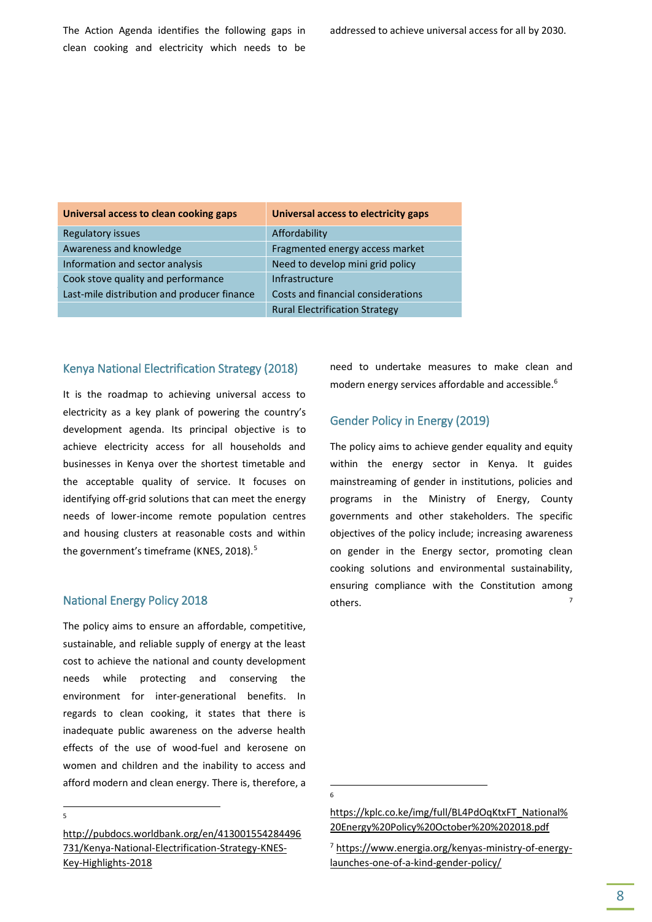The Action Agenda identifies the following gaps in clean cooking and electricity which needs to be addressed to achieve universal access for all by 2030.

| Universal access to clean cooking gaps | Universal access to electricity gaps |
|---|---|
| Regulatory issues | Affordability |
| Awareness and knowledge | Fragmented energy access market |
| Information and sector analysis | Need to develop mini grid policy |
| Cook stove quality and performance | Infrastructure |
| Last-mile distribution and producer finance | Costs and financial considerations |
| | Rural Electrification Strategy |

## Kenya National Electrification Strategy (2018)

It is the roadmap to achieving universal access to electricity as a key plank of powering the country's development agenda. Its principal objective is to achieve electricity access for all households and businesses in Kenya over the shortest timetable and the acceptable quality of service. It focuses on identifying off-grid solutions that can meet the energy needs of lower-income remote population centres and housing clusters at reasonable costs and within the government's timeframe (KNES, 2018).[5]

## National Energy Policy 2018

The policy aims to ensure an affordable, competitive, sustainable, and reliable supply of energy at the least cost to achieve the national and county development needs while protecting and conserving the environment for inter-generational benefits. In regards to clean cooking, it states that there is inadequate public awareness on the adverse health effects of the use of wood-fuel and kerosene on women and children and the inability to access and afford modern and clean energy. There is, therefore, a need to undertake measures to make clean and modern energy services affordable and accessible.[6]

## Gender Policy in Energy (2019)

The policy aims to achieve gender equality and equity within the energy sector in Kenya. It guides mainstreaming of gender in institutions, policies and programs in the Ministry of Energy, County governments and other stakeholders. The specific objectives of the policy include; increasing awareness on gender in the Energy sector, promoting clean cooking solutions and environmental sustainability, ensuring compliance with the Constitution among others.[7]

---

[5] http://pubdocs.worldbank.org/en/413001554284496731/Kenya-National-Electrification-Strategy-KNES-Key-Highlights-2018

[6] https://kplc.co.ke/img/full/BL4PdOqKtxFT_National%20Energy%20Policy%20October%20%202018.pdf

[7] https://www.energia.org/kenyas-ministry-of-energy-launches-one-of-a-kind-gender-policy/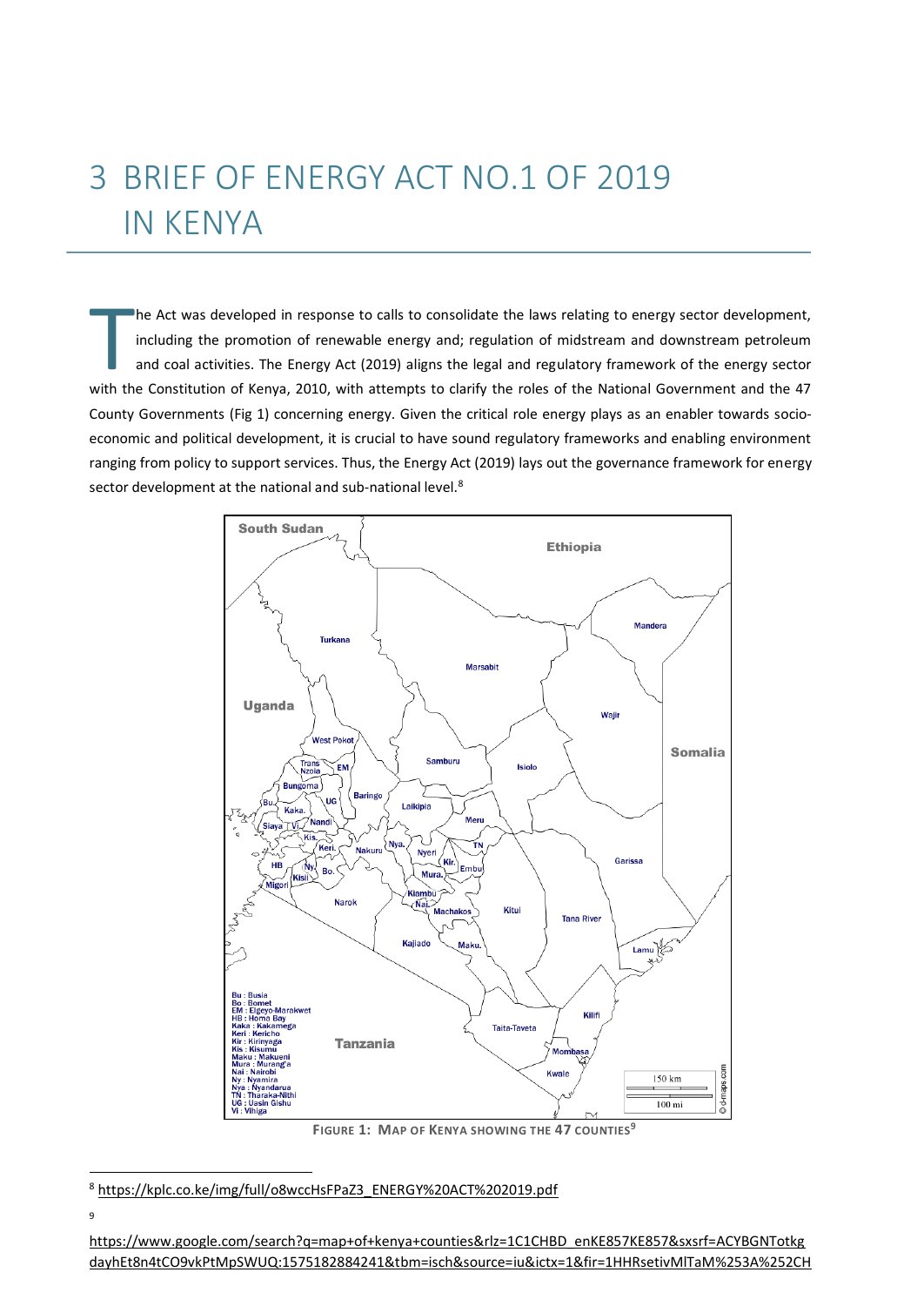# 3 BRIEF OF ENERGY ACT NO.1 OF 2019 IN KENYA

The Act was developed in response to calls to consolidate the laws relating to energy sector development, including the promotion of renewable energy and; regulation of midstream and downstream petroleum and coal activities. The Energy Act (2019) aligns the legal and regulatory framework of the energy sector with the Constitution of Kenya, 2010, with attempts to clarify the roles of the National Government and the 47 County Governments (Fig 1) concerning energy. Given the critical role energy plays as an enabler towards socio-economic and political development, it is crucial to have sound regulatory frameworks and enabling environment ranging from policy to support services. Thus, the Energy Act (2019) lays out the governance framework for energy sector development at the national and sub-national level.[8]

**FIGURE 1: MAP OF KENYA SHOWING THE 47 COUNTIES**[9]

---

[8] https://kplc.co.ke/img/full/o8wccHsFPaZ3_ENERGY%20ACT%202019.pdf

[9] https://www.google.com/search?q=map+of+kenya+counties&rlz=1C1CHBD_enKE857KE857&sxsrf=ACYBGNTotkgdayhEt8n4tCO9vkPtMpSWUQ:1575182884241&tbm=isch&source=iu&ictx=1&fir=1HHRsetivMlTaM%253A%252CH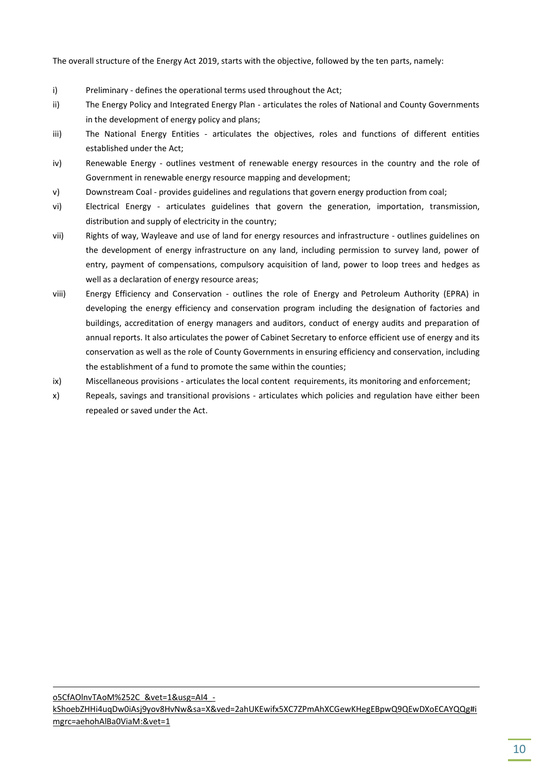The overall structure of the Energy Act 2019, starts with the objective, followed by the ten parts, namely:

i) Preliminary - defines the operational terms used throughout the Act;

ii) The Energy Policy and Integrated Energy Plan - articulates the roles of National and County Governments in the development of energy policy and plans;

iii) The National Energy Entities - articulates the objectives, roles and functions of different entities established under the Act;

iv) Renewable Energy - outlines vestment of renewable energy resources in the country and the role of Government in renewable energy resource mapping and development;

v) Downstream Coal - provides guidelines and regulations that govern energy production from coal;

vi) Electrical Energy - articulates guidelines that govern the generation, importation, transmission, distribution and supply of electricity in the country;

vii) Rights of way, Wayleave and use of land for energy resources and infrastructure - outlines guidelines on the development of energy infrastructure on any land, including permission to survey land, power of entry, payment of compensations, compulsory acquisition of land, power to loop trees and hedges as well as a declaration of energy resource areas;

viii) Energy Efficiency and Conservation - outlines the role of Energy and Petroleum Authority (EPRA) in developing the energy efficiency and conservation program including the designation of factories and buildings, accreditation of energy managers and auditors, conduct of energy audits and preparation of annual reports. It also articulates the power of Cabinet Secretary to enforce efficient use of energy and its conservation as well as the role of County Governments in ensuring efficiency and conservation, including the establishment of a fund to promote the same within the counties;

ix) Miscellaneous provisions - articulates the local content requirements, its monitoring and enforcement;

x) Repeals, savings and transitional provisions - articulates which policies and regulation have either been repealed or saved under the Act.

---

o5CfAOlnvTAoM%252C_&vet=1&usg=AI4_-kShoebZHHi4uqDw0iAsj9yov8HvNw&sa=X&ved=2ahUKEwifx5XC7ZPmAhXCGewKHegEBpwQ9QEwDXoECAYQQg#imgrc=aehohAlBa0ViaM:&vet=1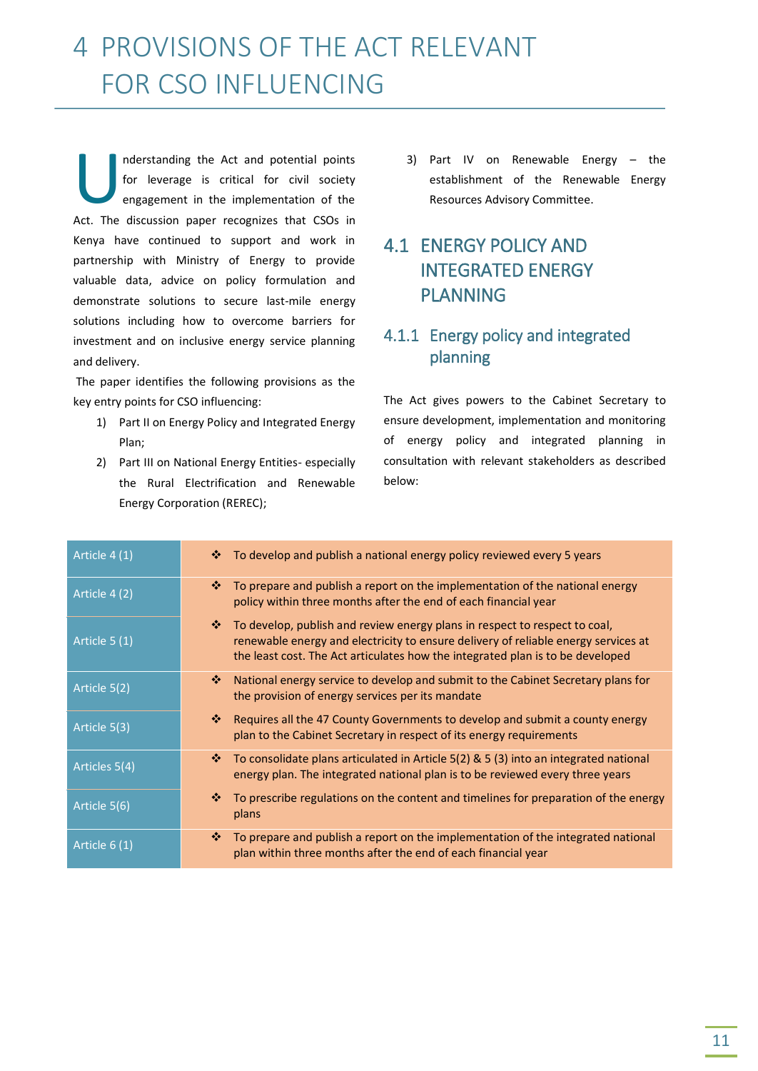# 4 PROVISIONS OF THE ACT RELEVANT FOR CSO INFLUENCING

Understanding the Act and potential points for leverage is critical for civil society engagement in the implementation of the Act. The discussion paper recognizes that CSOs in Kenya have continued to support and work in partnership with Ministry of Energy to provide valuable data, advice on policy formulation and demonstrate solutions to secure last-mile energy solutions including how to overcome barriers for investment and on inclusive energy service planning and delivery.

The paper identifies the following provisions as the key entry points for CSO influencing:

1) Part II on Energy Policy and Integrated Energy Plan;
2) Part III on National Energy Entities- especially the Rural Electrification and Renewable Energy Corporation (REREC);
3) Part IV on Renewable Energy – the establishment of the Renewable Energy Resources Advisory Committee.

## 4.1 ENERGY POLICY AND INTEGRATED ENERGY PLANNING

### 4.1.1 Energy policy and integrated planning

The Act gives powers to the Cabinet Secretary to ensure development, implementation and monitoring of energy policy and integrated planning in consultation with relevant stakeholders as described below:

| | |
|---|---|
| Article 4 (1) | ❖ To develop and publish a national energy policy reviewed every 5 years |
| Article 4 (2) | ❖ To prepare and publish a report on the implementation of the national energy policy within three months after the end of each financial year |
| Article 5 (1) | ❖ To develop, publish and review energy plans in respect to respect to coal, renewable energy and electricity to ensure delivery of reliable energy services at the least cost. The Act articulates how the integrated plan is to be developed |
| Article 5(2) | ❖ National energy service to develop and submit to the Cabinet Secretary plans for the provision of energy services per its mandate |
| Article 5(3) | ❖ Requires all the 47 County Governments to develop and submit a county energy plan to the Cabinet Secretary in respect of its energy requirements |
| Articles 5(4) | ❖ To consolidate plans articulated in Article 5(2) & 5 (3) into an integrated national energy plan. The integrated national plan is to be reviewed every three years |
| Article 5(6) | ❖ To prescribe regulations on the content and timelines for preparation of the energy plans |
| Article 6 (1) | ❖ To prepare and publish a report on the implementation of the integrated national plan within three months after the end of each financial year |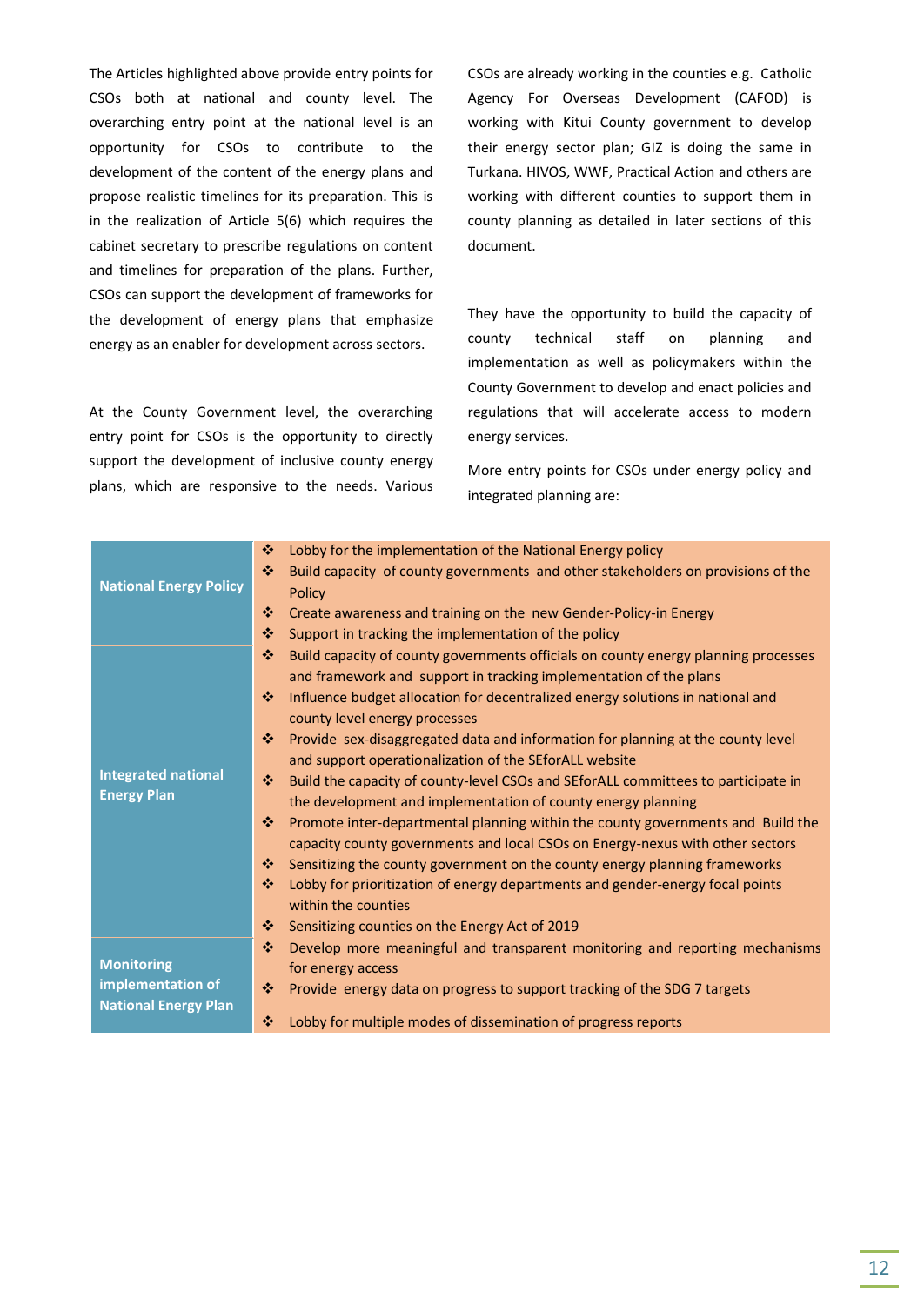The Articles highlighted above provide entry points for CSOs both at national and county level. The overarching entry point at the national level is an opportunity for CSOs to contribute to the development of the content of the energy plans and propose realistic timelines for its preparation. This is in the realization of Article 5(6) which requires the cabinet secretary to prescribe regulations on content and timelines for preparation of the plans. Further, CSOs can support the development of frameworks for the development of energy plans that emphasize energy as an enabler for development across sectors.

At the County Government level, the overarching entry point for CSOs is the opportunity to directly support the development of inclusive county energy plans, which are responsive to the needs. Various CSOs are already working in the counties e.g. Catholic Agency For Overseas Development (CAFOD) is working with Kitui County government to develop their energy sector plan; GIZ is doing the same in Turkana. HIVOS, WWF, Practical Action and others are working with different counties to support them in county planning as detailed in later sections of this document.

They have the opportunity to build the capacity of county technical staff on planning and implementation as well as policymakers within the County Government to develop and enact policies and regulations that will accelerate access to modern energy services.

More entry points for CSOs under energy policy and integrated planning are:

| | |
|---|---|
| **National Energy Policy** | ❖ Lobby for the implementation of the National Energy policy<br>❖ Build capacity of county governments and other stakeholders on provisions of the Policy<br>❖ Create awareness and training on the new Gender-Policy-in Energy<br>❖ Support in tracking the implementation of the policy |
| **Integrated national Energy Plan** | ❖ Build capacity of county governments officials on county energy planning processes and framework and support in tracking implementation of the plans<br>❖ Influence budget allocation for decentralized energy solutions in national and county level energy processes<br>❖ Provide sex-disaggregated data and information for planning at the county level and support operationalization of the SEforALL website<br>❖ Build the capacity of county-level CSOs and SEforALL committees to participate in the development and implementation of county energy planning<br>❖ Promote inter-departmental planning within the county governments and Build the capacity county governments and local CSOs on Energy-nexus with other sectors<br>❖ Sensitizing the county government on the county energy planning frameworks<br>❖ Lobby for prioritization of energy departments and gender-energy focal points within the counties<br>❖ Sensitizing counties on the Energy Act of 2019 |
| **Monitoring implementation of National Energy Plan** | ❖ Develop more meaningful and transparent monitoring and reporting mechanisms for energy access<br>❖ Provide energy data on progress to support tracking of the SDG 7 targets<br>❖ Lobby for multiple modes of dissemination of progress reports |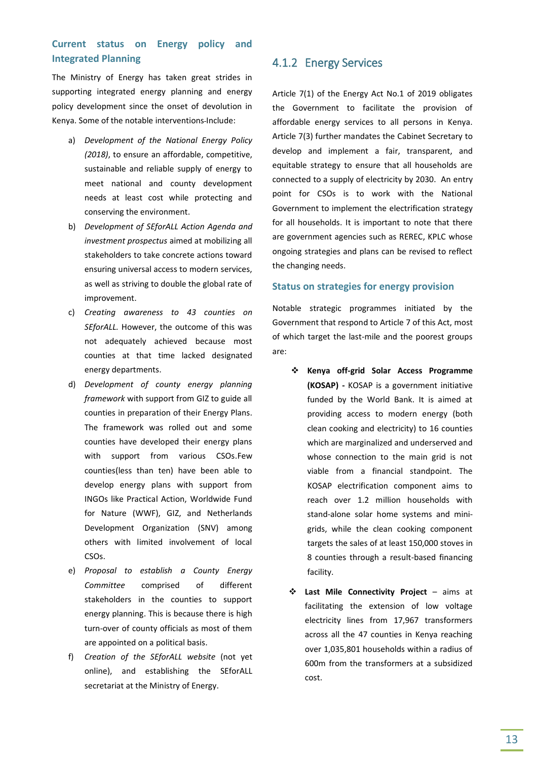### Current status on Energy policy and Integrated Planning

The Ministry of Energy has taken great strides in supporting integrated energy planning and energy policy development since the onset of devolution in Kenya. Some of the notable interventions-Include:

a) *Development of the National Energy Policy (2018)*, to ensure an affordable, competitive, sustainable and reliable supply of energy to meet national and county development needs at least cost while protecting and conserving the environment.

b) *Development of SEforALL Action Agenda and investment prospectus* aimed at mobilizing all stakeholders to take concrete actions toward ensuring universal access to modern services, as well as striving to double the global rate of improvement.

c) *Creating awareness to 43 counties on SEforALL.* However, the outcome of this was not adequately achieved because most counties at that time lacked designated energy departments.

d) *Development of county energy planning framework* with support from GIZ to guide all counties in preparation of their Energy Plans. The framework was rolled out and some counties have developed their energy plans with support from various CSOs.Few counties(less than ten) have been able to develop energy plans with support from INGOs like Practical Action, Worldwide Fund for Nature (WWF), GIZ, and Netherlands Development Organization (SNV) among others with limited involvement of local CSOs.

e) *Proposal to establish a County Energy Committee* comprised of different stakeholders in the counties to support energy planning. This is because there is high turn-over of county officials as most of them are appointed on a political basis.

f) *Creation of the SEforALL website* (not yet online), and establishing the SEforALL secretariat at the Ministry of Energy.

## 4.1.2 Energy Services

Article 7(1) of the Energy Act No.1 of 2019 obligates the Government to facilitate the provision of affordable energy services to all persons in Kenya. Article 7(3) further mandates the Cabinet Secretary to develop and implement a fair, transparent, and equitable strategy to ensure that all households are connected to a supply of electricity by 2030. An entry point for CSOs is to work with the National Government to implement the electrification strategy for all households. It is important to note that there are government agencies such as REREC, KPLC whose ongoing strategies and plans can be revised to reflect the changing needs.

### Status on strategies for energy provision

Notable strategic programmes initiated by the Government that respond to Article 7 of this Act, most of which target the last-mile and the poorest groups are:

- **Kenya off-grid Solar Access Programme (KOSAP) -** KOSAP is a government initiative funded by the World Bank. It is aimed at providing access to modern energy (both clean cooking and electricity) to 16 counties which are marginalized and underserved and whose connection to the main grid is not viable from a financial standpoint. The KOSAP electrification component aims to reach over 1.2 million households with stand-alone solar home systems and mini-grids, while the clean cooking component targets the sales of at least 150,000 stoves in 8 counties through a result-based financing facility.

- **Last Mile Connectivity Project** – aims at facilitating the extension of low voltage electricity lines from 17,967 transformers across all the 47 counties in Kenya reaching over 1,035,801 households within a radius of 600m from the transformers at a subsidized cost.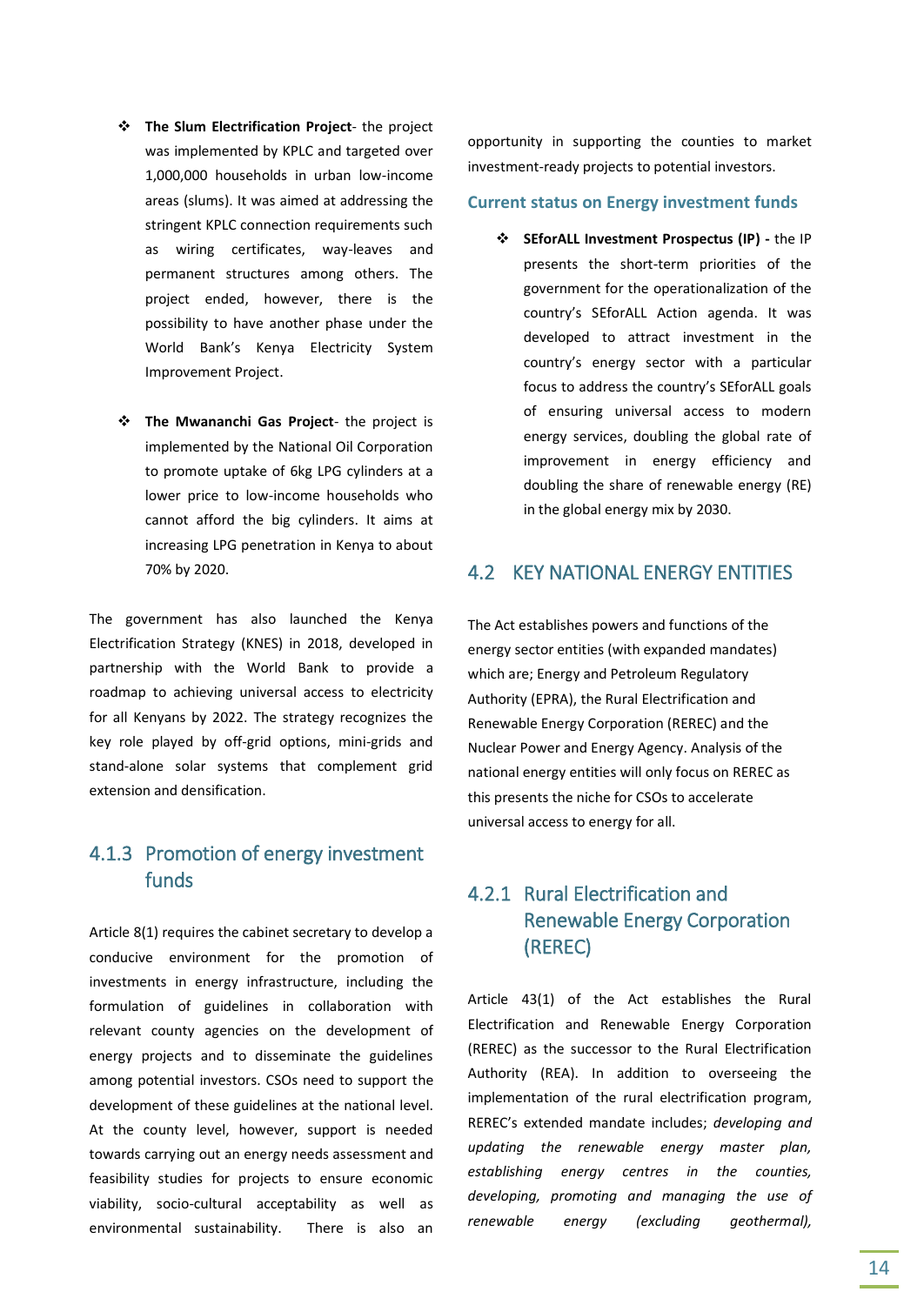- **The Slum Electrification Project**- the project was implemented by KPLC and targeted over 1,000,000 households in urban low-income areas (slums). It was aimed at addressing the stringent KPLC connection requirements such as wiring certificates, way-leaves and permanent structures among others. The project ended, however, there is the possibility to have another phase under the World Bank's Kenya Electricity System Improvement Project.

- **The Mwananchi Gas Project**- the project is implemented by the National Oil Corporation to promote uptake of 6kg LPG cylinders at a lower price to low-income households who cannot afford the big cylinders. It aims at increasing LPG penetration in Kenya to about 70% by 2020.

The government has also launched the Kenya Electrification Strategy (KNES) in 2018, developed in partnership with the World Bank to provide a roadmap to achieving universal access to electricity for all Kenyans by 2022. The strategy recognizes the key role played by off-grid options, mini-grids and stand-alone solar systems that complement grid extension and densification.

### 4.1.3 Promotion of energy investment funds

Article 8(1) requires the cabinet secretary to develop a conducive environment for the promotion of investments in energy infrastructure, including the formulation of guidelines in collaboration with relevant county agencies on the development of energy projects and to disseminate the guidelines among potential investors. CSOs need to support the development of these guidelines at the national level. At the county level, however, support is needed towards carrying out an energy needs assessment and feasibility studies for projects to ensure economic viability, socio-cultural acceptability as well as environmental sustainability. There is also an opportunity in supporting the counties to market investment-ready projects to potential investors.

#### Current status on Energy investment funds

- **SEforALL Investment Prospectus (IP) -** the IP presents the short-term priorities of the government for the operationalization of the country's SEforALL Action agenda. It was developed to attract investment in the country's energy sector with a particular focus to address the country's SEforALL goals of ensuring universal access to modern energy services, doubling the global rate of improvement in energy efficiency and doubling the share of renewable energy (RE) in the global energy mix by 2030.

## 4.2 KEY NATIONAL ENERGY ENTITIES

The Act establishes powers and functions of the energy sector entities (with expanded mandates) which are; Energy and Petroleum Regulatory Authority (EPRA), the Rural Electrification and Renewable Energy Corporation (REREC) and the Nuclear Power and Energy Agency. Analysis of the national energy entities will only focus on REREC as this presents the niche for CSOs to accelerate universal access to energy for all.

### 4.2.1 Rural Electrification and Renewable Energy Corporation (REREC)

Article 43(1) of the Act establishes the Rural Electrification and Renewable Energy Corporation (REREC) as the successor to the Rural Electrification Authority (REA). In addition to overseeing the implementation of the rural electrification program, REREC's extended mandate includes; *developing and updating the renewable energy master plan, establishing energy centres in the counties, developing, promoting and managing the use of renewable energy (excluding geothermal),*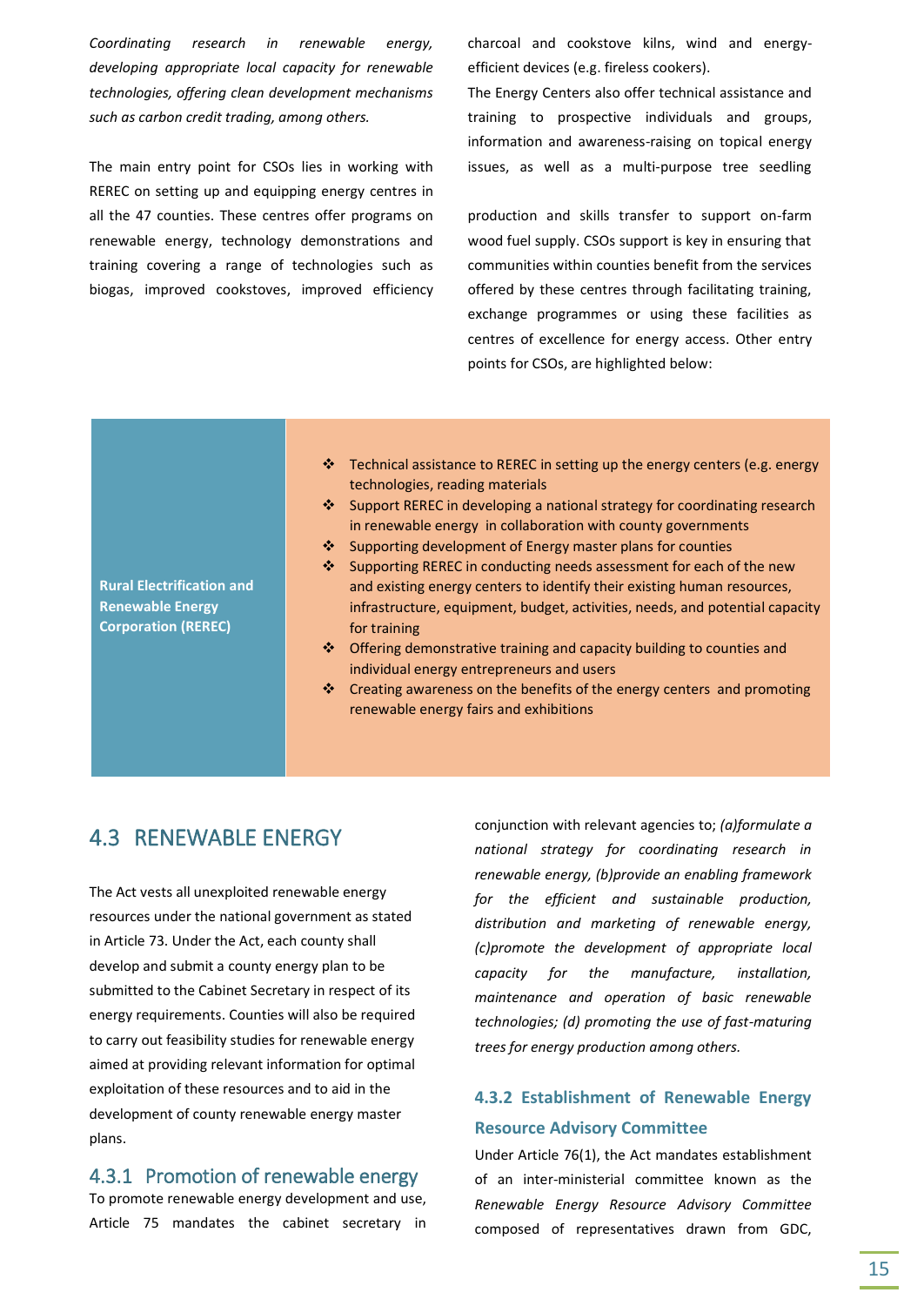*Coordinating research in renewable energy, developing appropriate local capacity for renewable technologies, offering clean development mechanisms such as carbon credit trading, among others.*

The main entry point for CSOs lies in working with REREC on setting up and equipping energy centres in all the 47 counties. These centres offer programs on renewable energy, technology demonstrations and training covering a range of technologies such as biogas, improved cookstoves, improved efficiency charcoal and cookstove kilns, wind and energy-efficient devices (e.g. fireless cookers).

The Energy Centers also offer technical assistance and training to prospective individuals and groups, information and awareness-raising on topical energy issues, as well as a multi-purpose tree seedling production and skills transfer to support on-farm wood fuel supply. CSOs support is key in ensuring that communities within counties benefit from the services offered by these centres through facilitating training, exchange programmes or using these facilities as centres of excellence for energy access. Other entry points for CSOs, are highlighted below:

| **Rural Electrification and Renewable Energy Corporation (REREC)** | ❖ Technical assistance to REREC in setting up the energy centers (e.g. energy technologies, reading materials<br>❖ Support REREC in developing a national strategy for coordinating research in renewable energy in collaboration with county governments<br>❖ Supporting development of Energy master plans for counties<br>❖ Supporting REREC in conducting needs assessment for each of the new and existing energy centers to identify their existing human resources, infrastructure, equipment, budget, activities, needs, and potential capacity for training<br>❖ Offering demonstrative training and capacity building to counties and individual energy entrepreneurs and users<br>❖ Creating awareness on the benefits of the energy centers and promoting renewable energy fairs and exhibitions |
|---|---|

## 4.3 RENEWABLE ENERGY

The Act vests all unexploited renewable energy resources under the national government as stated in Article 73. Under the Act, each county shall develop and submit a county energy plan to be submitted to the Cabinet Secretary in respect of its energy requirements. Counties will also be required to carry out feasibility studies for renewable energy aimed at providing relevant information for optimal exploitation of these resources and to aid in the development of county renewable energy master plans.

### 4.3.1 Promotion of renewable energy

To promote renewable energy development and use, Article 75 mandates the cabinet secretary in conjunction with relevant agencies to; *(a)formulate a national strategy for coordinating research in renewable energy, (b)provide an enabling framework for the efficient and sustainable production, distribution and marketing of renewable energy, (c)promote the development of appropriate local capacity for the manufacture, installation, maintenance and operation of basic renewable technologies; (d) promoting the use of fast-maturing trees for energy production among others.*

### 4.3.2 Establishment of Renewable Energy Resource Advisory Committee

Under Article 76(1), the Act mandates establishment of an inter-ministerial committee known as the *Renewable Energy Resource Advisory Committee* composed of representatives drawn from GDC,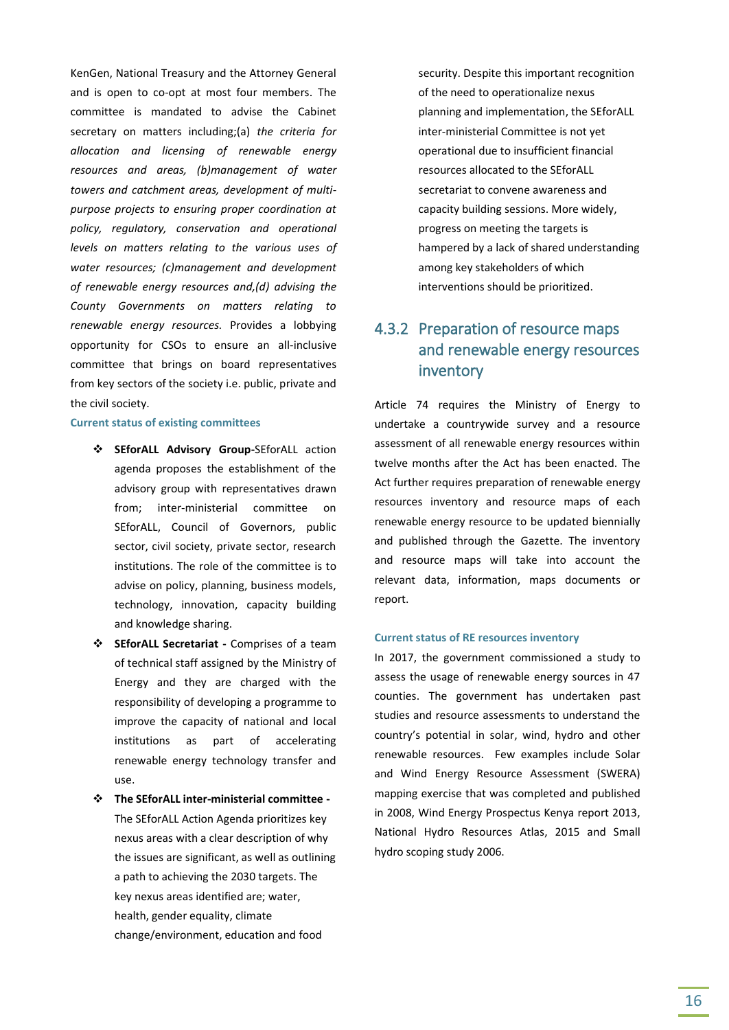KenGen, National Treasury and the Attorney General and is open to co-opt at most four members. The committee is mandated to advise the Cabinet secretary on matters including;(a) *the criteria for allocation and licensing of renewable energy resources and areas, (b)management of water towers and catchment areas, development of multi-purpose projects to ensuring proper coordination at policy, regulatory, conservation and operational levels on matters relating to the various uses of water resources; (c)management and development of renewable energy resources and,(d) advising the County Governments on matters relating to renewable energy resources.* Provides a lobbying opportunity for CSOs to ensure an all-inclusive committee that brings on board representatives from key sectors of the society i.e. public, private and the civil society.

**Current status of existing committees**

- **SEforALL Advisory Group-**SEforALL action agenda proposes the establishment of the advisory group with representatives drawn from; inter-ministerial committee on SEforALL, Council of Governors, public sector, civil society, private sector, research institutions. The role of the committee is to advise on policy, planning, business models, technology, innovation, capacity building and knowledge sharing.
- **SEforALL Secretariat -** Comprises of a team of technical staff assigned by the Ministry of Energy and they are charged with the responsibility of developing a programme to improve the capacity of national and local institutions as part of accelerating renewable energy technology transfer and use.
- **The SEforALL inter-ministerial committee -** The SEforALL Action Agenda prioritizes key nexus areas with a clear description of why the issues are significant, as well as outlining a path to achieving the 2030 targets. The key nexus areas identified are; water, health, gender equality, climate change/environment, education and food security. Despite this important recognition of the need to operationalize nexus planning and implementation, the SEforALL inter-ministerial Committee is not yet operational due to insufficient financial resources allocated to the SEforALL secretariat to convene awareness and capacity building sessions. More widely, progress on meeting the targets is hampered by a lack of shared understanding among key stakeholders of which interventions should be prioritized.

### 4.3.2 Preparation of resource maps and renewable energy resources inventory

Article 74 requires the Ministry of Energy to undertake a countrywide survey and a resource assessment of all renewable energy resources within twelve months after the Act has been enacted. The Act further requires preparation of renewable energy resources inventory and resource maps of each renewable energy resource to be updated biennially and published through the Gazette. The inventory and resource maps will take into account the relevant data, information, maps documents or report.

**Current status of RE resources inventory**

In 2017, the government commissioned a study to assess the usage of renewable energy sources in 47 counties. The government has undertaken past studies and resource assessments to understand the country's potential in solar, wind, hydro and other renewable resources. Few examples include Solar and Wind Energy Resource Assessment (SWERA) mapping exercise that was completed and published in 2008, Wind Energy Prospectus Kenya report 2013, National Hydro Resources Atlas, 2015 and Small hydro scoping study 2006.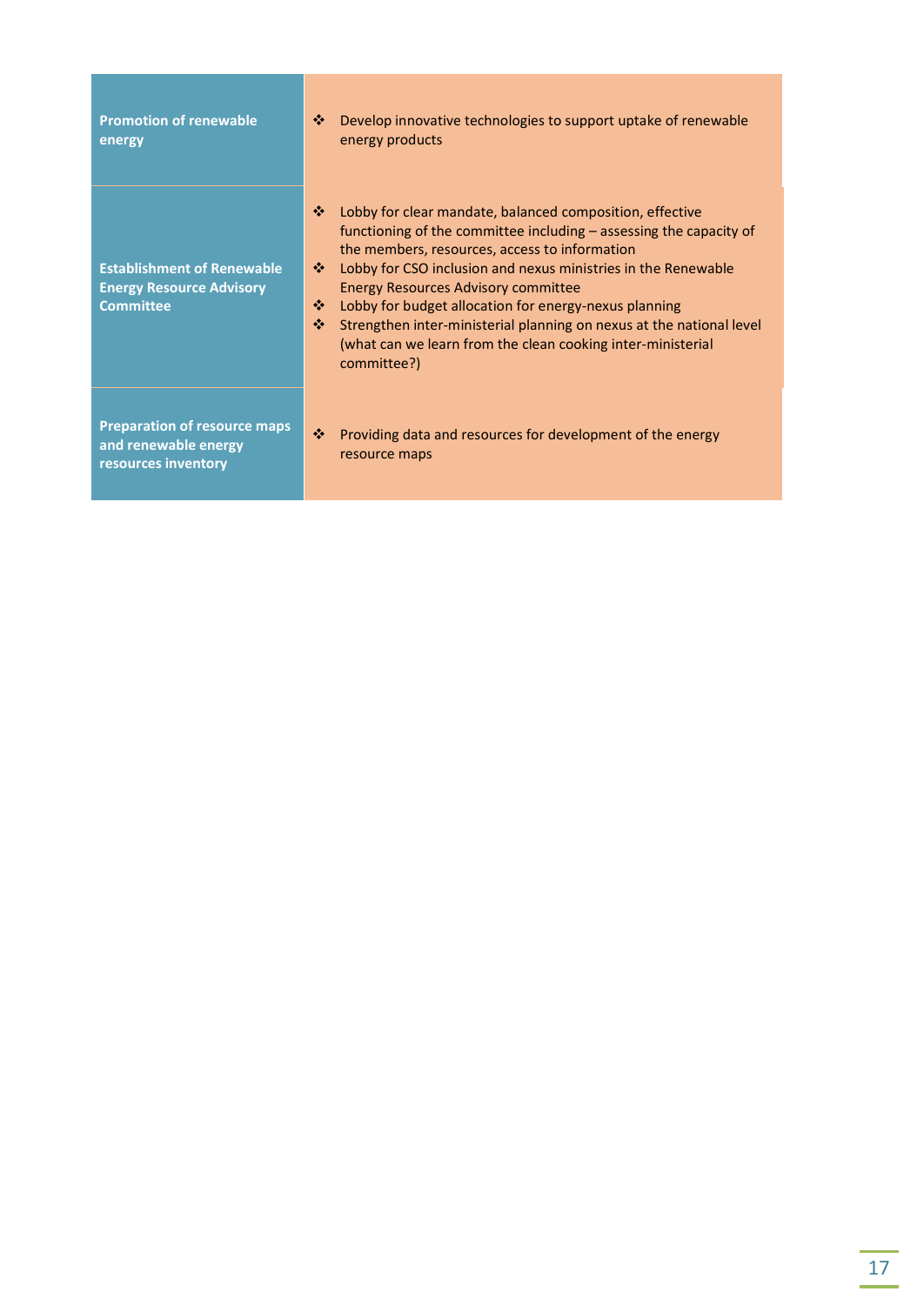| | |
|---|---|
| **Promotion of renewable energy** | ❖ Develop innovative technologies to support uptake of renewable energy products |
| **Establishment of Renewable Energy Resource Advisory Committee** | ❖ Lobby for clear mandate, balanced composition, effective functioning of the committee including – assessing the capacity of the members, resources, access to information<br>❖ Lobby for CSO inclusion and nexus ministries in the Renewable Energy Resources Advisory committee<br>❖ Lobby for budget allocation for energy-nexus planning<br>❖ Strengthen inter-ministerial planning on nexus at the national level (what can we learn from the clean cooking inter-ministerial committee?) |
| **Preparation of resource maps and renewable energy resources inventory** | ❖ Providing data and resources for development of the energy resource maps |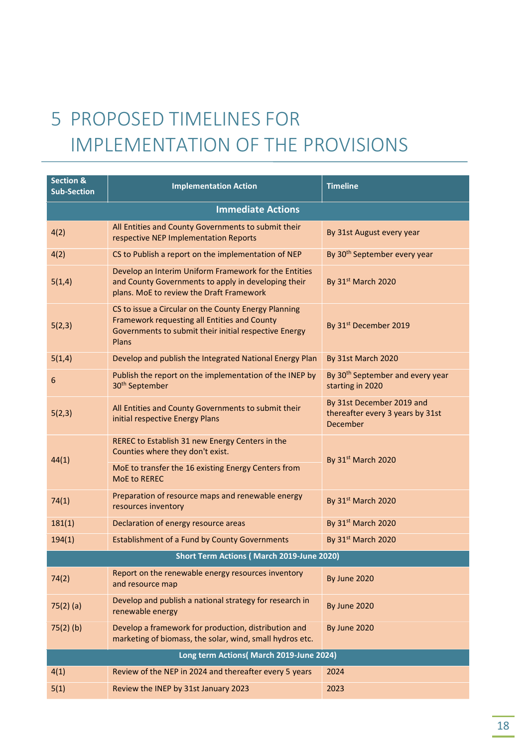# 5 PROPOSED TIMELINES FOR IMPLEMENTATION OF THE PROVISIONS

| Section & Sub-Section | Implementation Action | Timeline |
|---|---|---|
| **Immediate Actions** | | |
| 4(2) | All Entities and County Governments to submit their respective NEP Implementation Reports | By 31st August every year |
| 4(2) | CS to Publish a report on the implementation of NEP | By 30th September every year |
| 5(1,4) | Develop an Interim Uniform Framework for the Entities and County Governments to apply in developing their plans. MoE to review the Draft Framework | By 31st March 2020 |
| 5(2,3) | CS to issue a Circular on the County Energy Planning Framework requesting all Entities and County Governments to submit their initial respective Energy Plans | By 31st December 2019 |
| 5(1,4) | Develop and publish the Integrated National Energy Plan | By 31st March 2020 |
| 6 | Publish the report on the implementation of the INEP by 30th September | By 30th September and every year starting in 2020 |
| 5(2,3) | All Entities and County Governments to submit their initial respective Energy Plans | By 31st December 2019 and thereafter every 3 years by 31st December |
| 44(1) | REREC to Establish 31 new Energy Centers in the Counties where they don't exist. | By 31st March 2020 |
| | MoE to transfer the 16 existing Energy Centers from MoE to REREC | |
| 74(1) | Preparation of resource maps and renewable energy resources inventory | By 31st March 2020 |
| 181(1) | Declaration of energy resource areas | By 31st March 2020 |
| 194(1) | Establishment of a Fund by County Governments | By 31st March 2020 |
| **Short Term Actions ( March 2019-June 2020)** | | |
| 74(2) | Report on the renewable energy resources inventory and resource map | By June 2020 |
| 75(2) (a) | Develop and publish a national strategy for research in renewable energy | By June 2020 |
| 75(2) (b) | Develop a framework for production, distribution and marketing of biomass, the solar, wind, small hydros etc. | By June 2020 |
| **Long term Actions( March 2019-June 2024)** | | |
| 4(1) | Review of the NEP in 2024 and thereafter every 5 years | 2024 |
| 5(1) | Review the INEP by 31st January 2023 | 2023 |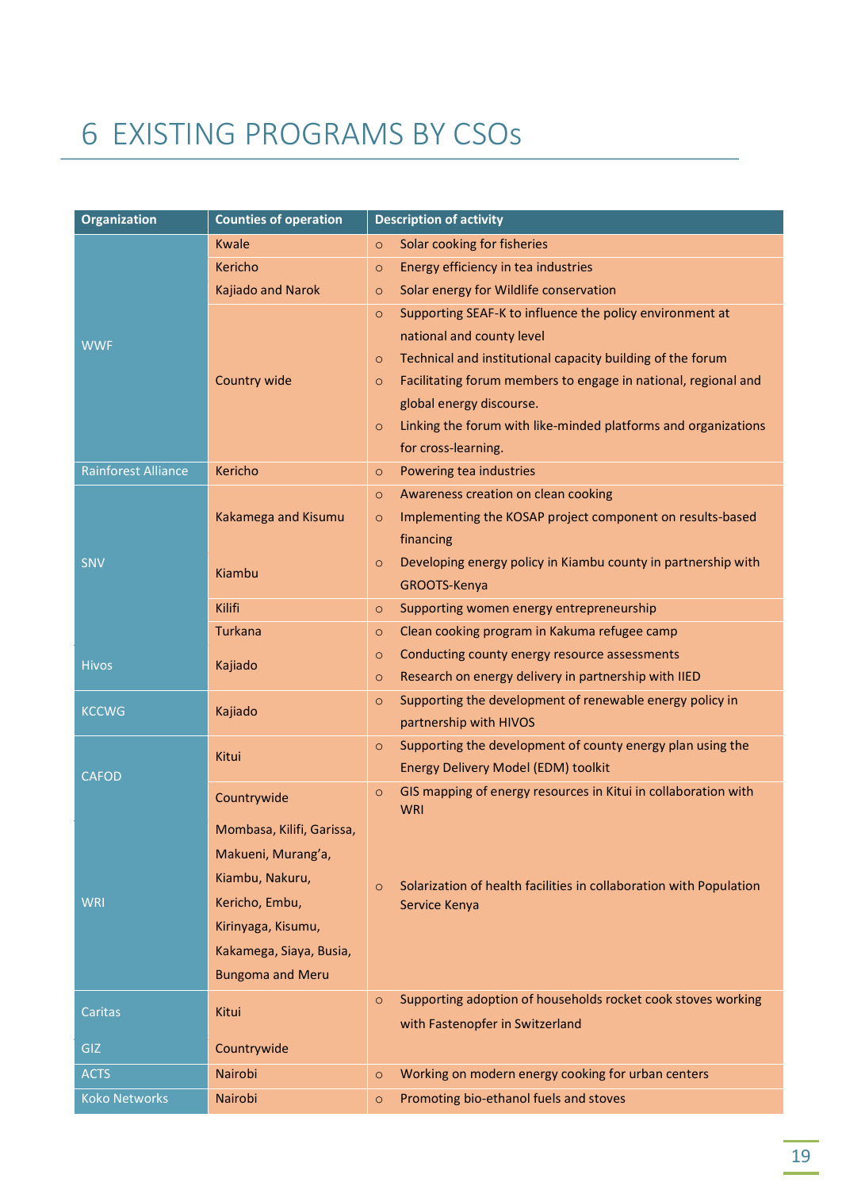# 6 EXISTING PROGRAMS BY CSOs

| Organization | Counties of operation | Description of activity |
|---|---|---|
| WWF | Kwale | ○ Solar cooking for fisheries |
| | Kericho | ○ Energy efficiency in tea industries |
| | Kajiado and Narok | ○ Solar energy for Wildlife conservation |
| | Country wide | ○ Supporting SEAF-K to influence the policy environment at national and county level<br>○ Technical and institutional capacity building of the forum<br>○ Facilitating forum members to engage in national, regional and global energy discourse.<br>○ Linking the forum with like-minded platforms and organizations for cross-learning. |
| Rainforest Alliance | Kericho | ○ Powering tea industries |
| SNV | Kakamega and Kisumu | ○ Awareness creation on clean cooking<br>○ Implementing the KOSAP project component on results-based financing |
| | Kiambu | ○ Developing energy policy in Kiambu county in partnership with GROOTS-Kenya |
| | Kilifi | ○ Supporting women energy entrepreneurship |
| Hivos | Turkana | ○ Clean cooking program in Kakuma refugee camp |
| | Kajiado | ○ Conducting county energy resource assessments<br>○ Research on energy delivery in partnership with IIED |
| KCCWG | Kajiado | ○ Supporting the development of renewable energy policy in partnership with HIVOS |
| CAFOD | Kitui | ○ Supporting the development of county energy plan using the Energy Delivery Model (EDM) toolkit |
| WRI | Countrywide | ○ GIS mapping of energy resources in Kitui in collaboration with WRI |
| | Mombasa, Kilifi, Garissa, Makueni, Murang'a, Kiambu, Nakuru, Kericho, Embu, Kirinyaga, Kisumu, Kakamega, Siaya, Busia, Bungoma and Meru | ○ Solarization of health facilities in collaboration with Population Service Kenya |
| Caritas | Kitui | ○ Supporting adoption of households rocket cook stoves working with Fastenopfer in Switzerland |
| GIZ | Countrywide | |
| ACTS | Nairobi | ○ Working on modern energy cooking for urban centers |
| Koko Networks | Nairobi | ○ Promoting bio-ethanol fuels and stoves |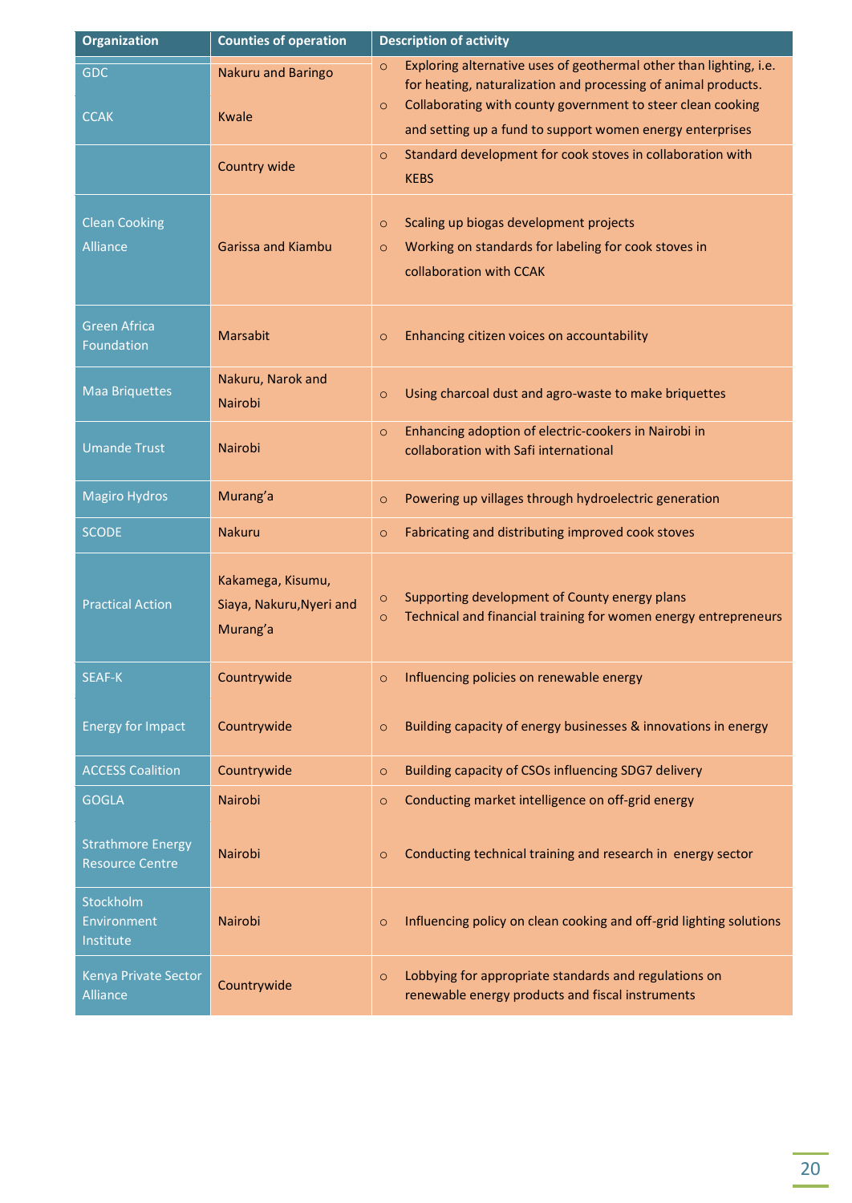| Organization | Counties of operation | Description of activity |
|---|---|---|
| GDC | Nakuru and Baringo | ○ Exploring alternative uses of geothermal other than lighting, i.e. for heating, naturalization and processing of animal products. |
| CCAK | Kwale | ○ Collaborating with county government to steer clean cooking and setting up a fund to support women energy enterprises |
| | Country wide | ○ Standard development for cook stoves in collaboration with KEBS |
| Clean Cooking Alliance | Garissa and Kiambu | ○ Scaling up biogas development projects<br>○ Working on standards for labeling for cook stoves in collaboration with CCAK |
| Green Africa Foundation | Marsabit | ○ Enhancing citizen voices on accountability |
| Maa Briquettes | Nakuru, Narok and Nairobi | ○ Using charcoal dust and agro-waste to make briquettes |
| Umande Trust | Nairobi | ○ Enhancing adoption of electric-cookers in Nairobi in collaboration with Safi international |
| Magiro Hydros | Murang'a | ○ Powering up villages through hydroelectric generation |
| SCODE | Nakuru | ○ Fabricating and distributing improved cook stoves |
| Practical Action | Kakamega, Kisumu, Siaya, Nakuru,Nyeri and Murang'a | ○ Supporting development of County energy plans<br>○ Technical and financial training for women energy entrepreneurs |
| SEAF-K | Countrywide | ○ Influencing policies on renewable energy |
| Energy for Impact | Countrywide | ○ Building capacity of energy businesses & innovations in energy |
| ACCESS Coalition | Countrywide | ○ Building capacity of CSOs influencing SDG7 delivery |
| GOGLA | Nairobi | ○ Conducting market intelligence on off-grid energy |
| Strathmore Energy Resource Centre | Nairobi | ○ Conducting technical training and research in energy sector |
| Stockholm Environment Institute | Nairobi | ○ Influencing policy on clean cooking and off-grid lighting solutions |
| Kenya Private Sector Alliance | Countrywide | ○ Lobbying for appropriate standards and regulations on renewable energy products and fiscal instruments |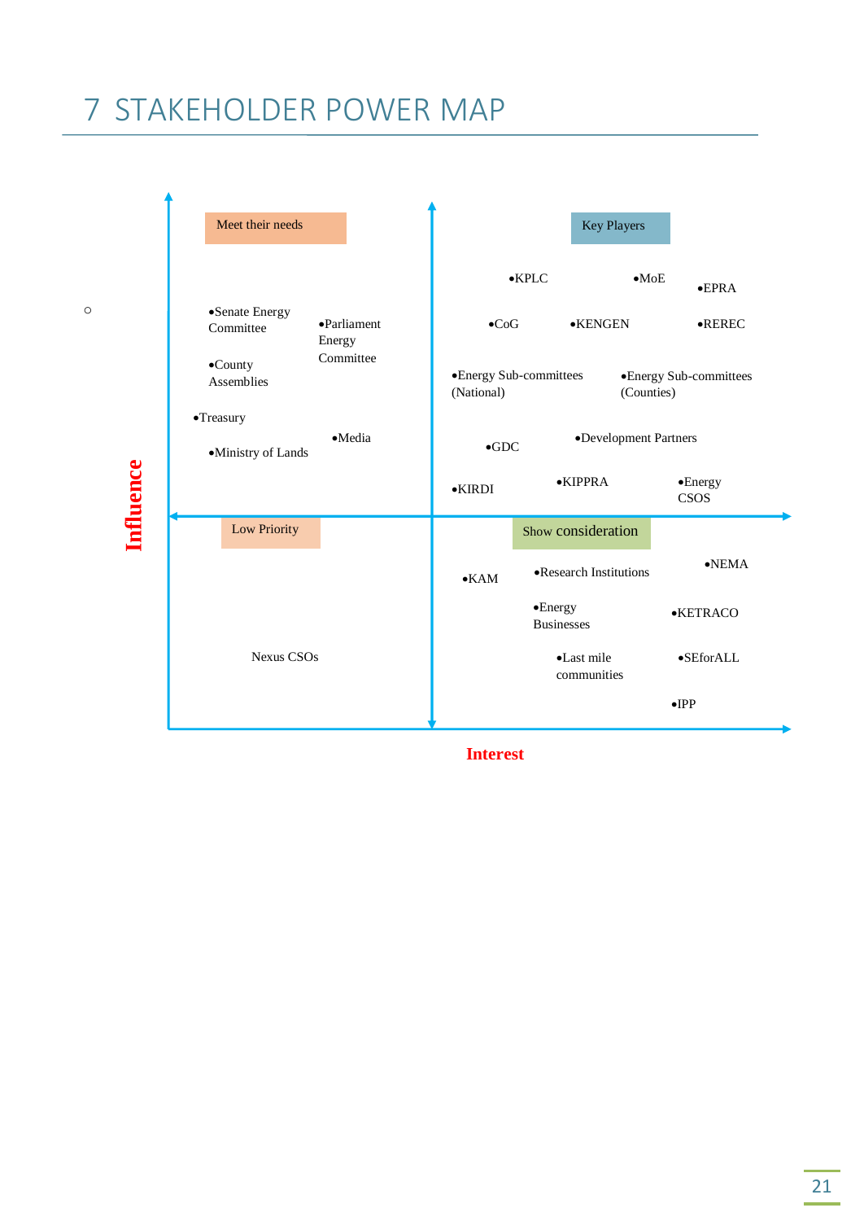# 7 STAKEHOLDER POWER MAP

Influence (vertical axis) / Interest (horizontal axis)

**Meet their needs**

- Senate Energy Committee
- Parliament Energy Committee
- County Assemblies
- Treasury
- Media
- Ministry of Lands

**Key Players**

- KPLC
- MoE
- EPRA
- CoG
- KENGEN
- REREC
- Energy Sub-committees (National)
- Energy Sub-committees (Counties)
- GDC
- Development Partners
- KIRDI
- KIPPRA
- Energy CSOS

**Low Priority**

Nexus CSOs

**Show consideration**

- NEMA
- KAM
- Research Institutions
- Energy Businesses
- KETRACO
- Last mile communities
- SEforALL
- IPP

**Interest**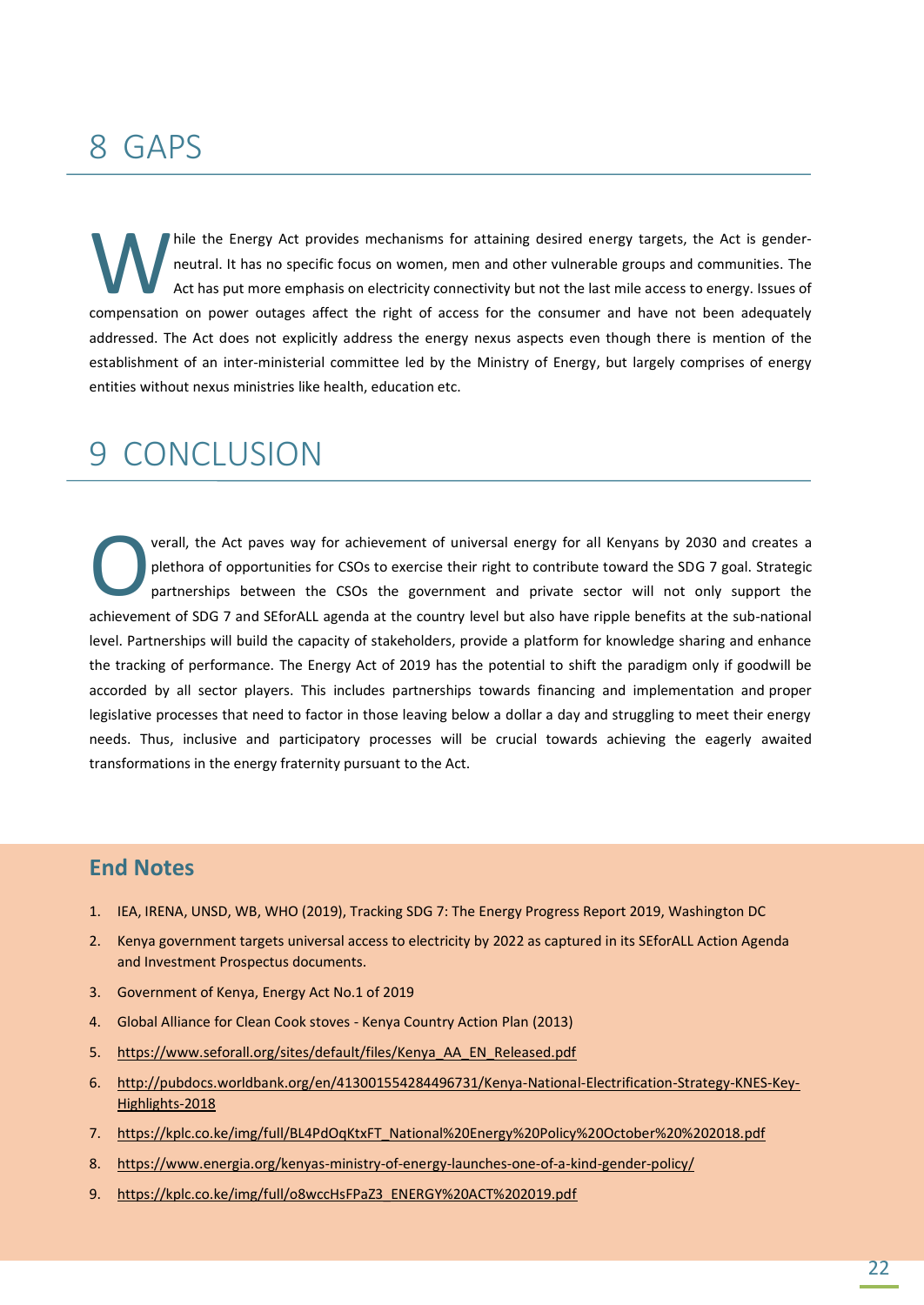# 8 GAPS

While the Energy Act provides mechanisms for attaining desired energy targets, the Act is gender-neutral. It has no specific focus on women, men and other vulnerable groups and communities. The Act has put more emphasis on electricity connectivity but not the last mile access to energy. Issues of compensation on power outages affect the right of access for the consumer and have not been adequately addressed. The Act does not explicitly address the energy nexus aspects even though there is mention of the establishment of an inter-ministerial committee led by the Ministry of Energy, but largely comprises of energy entities without nexus ministries like health, education etc.

# 9 CONCLUSION

Overall, the Act paves way for achievement of universal energy for all Kenyans by 2030 and creates a plethora of opportunities for CSOs to exercise their right to contribute toward the SDG 7 goal. Strategic partnerships between the CSOs the government and private sector will not only support the achievement of SDG 7 and SEforALL agenda at the country level but also have ripple benefits at the sub-national level. Partnerships will build the capacity of stakeholders, provide a platform for knowledge sharing and enhance the tracking of performance. The Energy Act of 2019 has the potential to shift the paradigm only if goodwill be accorded by all sector players. This includes partnerships towards financing and implementation and proper legislative processes that need to factor in those leaving below a dollar a day and struggling to meet their energy needs. Thus, inclusive and participatory processes will be crucial towards achieving the eagerly awaited transformations in the energy fraternity pursuant to the Act.

## End Notes

1. IEA, IRENA, UNSD, WB, WHO (2019), Tracking SDG 7: The Energy Progress Report 2019, Washington DC
2. Kenya government targets universal access to electricity by 2022 as captured in its SEforALL Action Agenda and Investment Prospectus documents.
3. Government of Kenya, Energy Act No.1 of 2019
4. Global Alliance for Clean Cook stoves - Kenya Country Action Plan (2013)
5. https://www.seforall.org/sites/default/files/Kenya_AA_EN_Released.pdf
6. http://pubdocs.worldbank.org/en/413001554284496731/Kenya-National-Electrification-Strategy-KNES-Key-Highlights-2018
7. https://kplc.co.ke/img/full/BL4PdOqKtxFT_National%20Energy%20Policy%20October%20%202018.pdf
8. https://www.energia.org/kenyas-ministry-of-energy-launches-one-of-a-kind-gender-policy/
9. https://kplc.co.ke/img/full/o8wccHsFPaZ3_ENERGY%20ACT%202019.pdf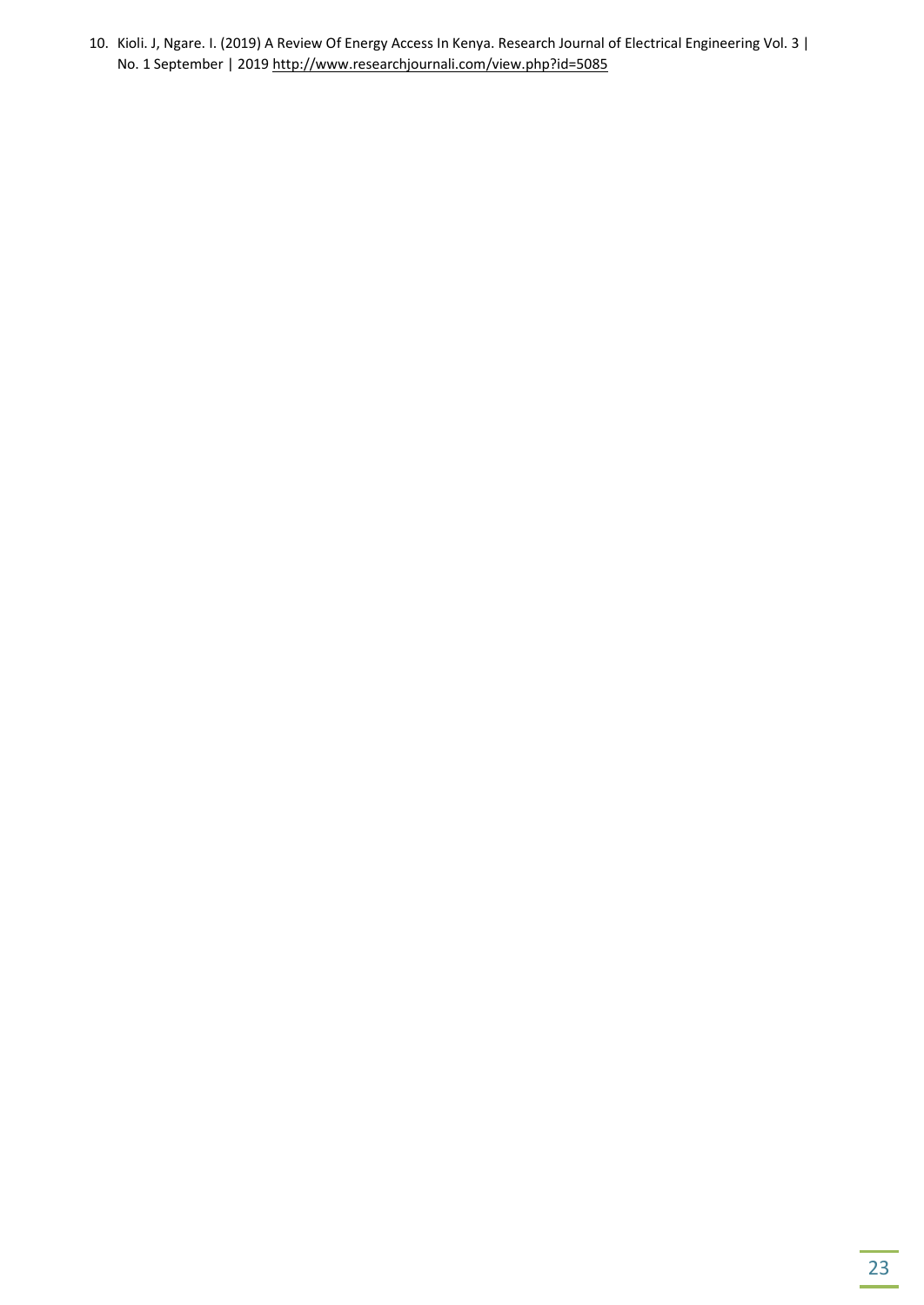10. Kioli. J, Ngare. I. (2019) A Review Of Energy Access In Kenya. Research Journal of Electrical Engineering Vol. 3 | No. 1 September | 2019 http://www.researchjournali.com/view.php?id=5085